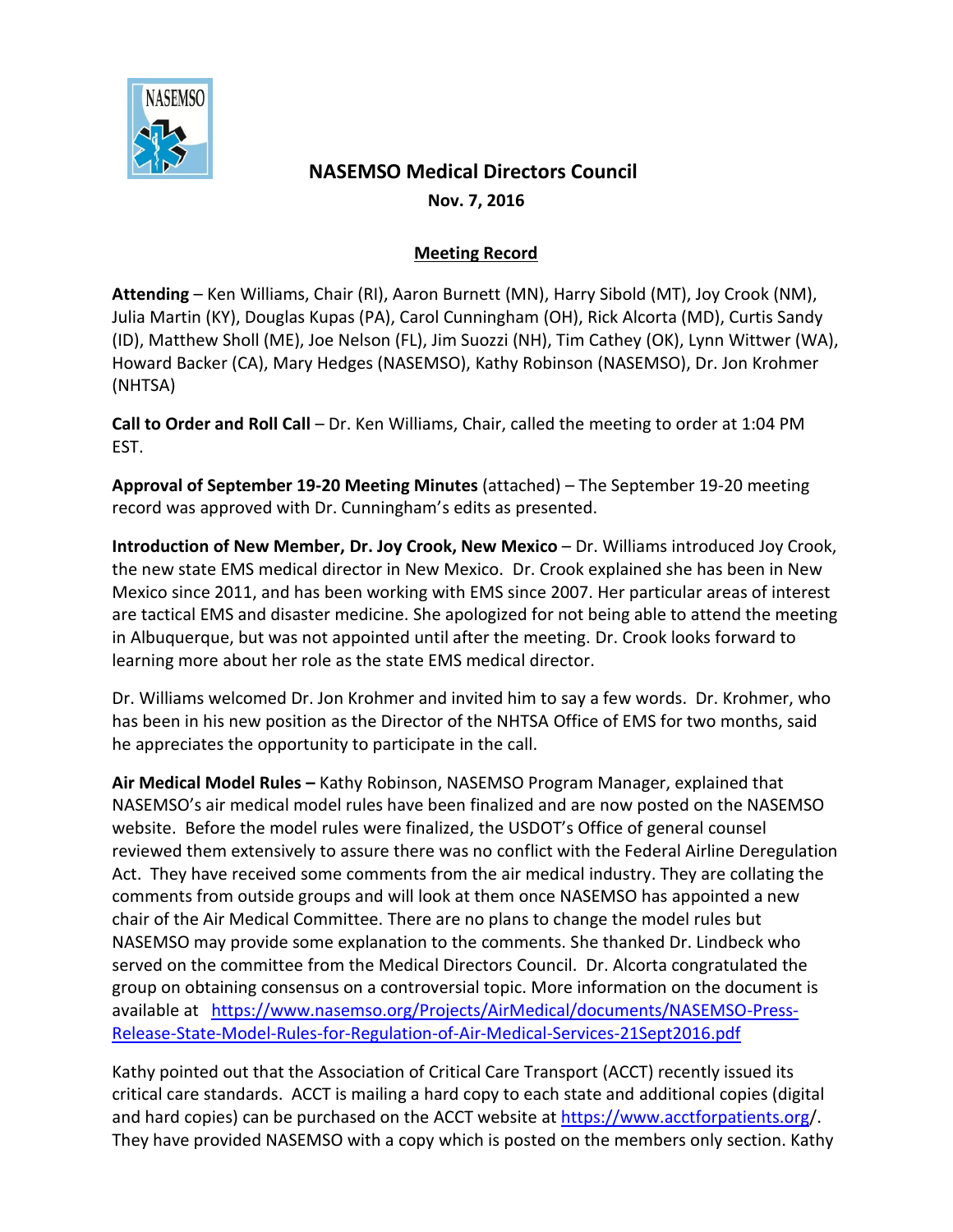# NASEMSO Medical Directors Council

**Nov. 7, 2016**

**Meeting Record**

**Attending** – Ken Williams, Chair (RI), Aaron Burnett (MN), Harry Sibold (MT), Joy Crook (NM), Julia Martin (KY), Douglas Kupas (PA), Carol Cunningham (OH), Rick Alcorta (MD), Curtis Sandy (ID), Matthew Sholl (ME), Joe Nelson (FL), Jim Suozzi (NH), Tim Cathey (OK), Lynn Wittwer (WA), Howard Backer (CA), Mary Hedges (NASEMSO), Kathy Robinson (NASEMSO), Dr. Jon Krohmer (NHTSA)

**Call to Order and Roll Call** – Dr. Ken Williams, Chair, called the meeting to order at 1:04 PM EST.

**Approval of September 19-20 Meeting Minutes** (attached) – The September 19-20 meeting record was approved with Dr. Cunningham's edits as presented.

**Introduction of New Member, Dr. Joy Crook, New Mexico** – Dr. Williams introduced Joy Crook, the new state EMS medical director in New Mexico. Dr. Crook explained she has been in New Mexico since 2011, and has been working with EMS since 2007. Her particular areas of interest are tactical EMS and disaster medicine. She apologized for not being able to attend the meeting in Albuquerque, but was not appointed until after the meeting. Dr. Crook looks forward to learning more about her role as the state EMS medical director.

Dr. Williams welcomed Dr. Jon Krohmer and invited him to say a few words. Dr. Krohmer, who has been in his new position as the Director of the NHTSA Office of EMS for two months, said he appreciates the opportunity to participate in the call.

**Air Medical Model Rules –** Kathy Robinson, NASEMSO Program Manager, explained that NASEMSO's air medical model rules have been finalized and are now posted on the NASEMSO website. Before the model rules were finalized, the USDOT's Office of general counsel reviewed them extensively to assure there was no conflict with the Federal Airline Deregulation Act. They have received some comments from the air medical industry. They are collating the comments from outside groups and will look at them once NASEMSO has appointed a new chair of the Air Medical Committee. There are no plans to change the model rules but NASEMSO may provide some explanation to the comments. She thanked Dr. Lindbeck who served on the committee from the Medical Directors Council. Dr. Alcorta congratulated the group on obtaining consensus on a controversial topic. More information on the document is available at https://www.nasemso.org/Projects/AirMedical/documents/NASEMSO-Press-Release-State-Model-Rules-for-Regulation-of-Air-Medical-Services-21Sept2016.pdf

Kathy pointed out that the Association of Critical Care Transport (ACCT) recently issued its critical care standards. ACCT is mailing a hard copy to each state and additional copies (digital and hard copies) can be purchased on the ACCT website at https://www.acctforpatients.org/. They have provided NASEMSO with a copy which is posted on the members only section. Kathy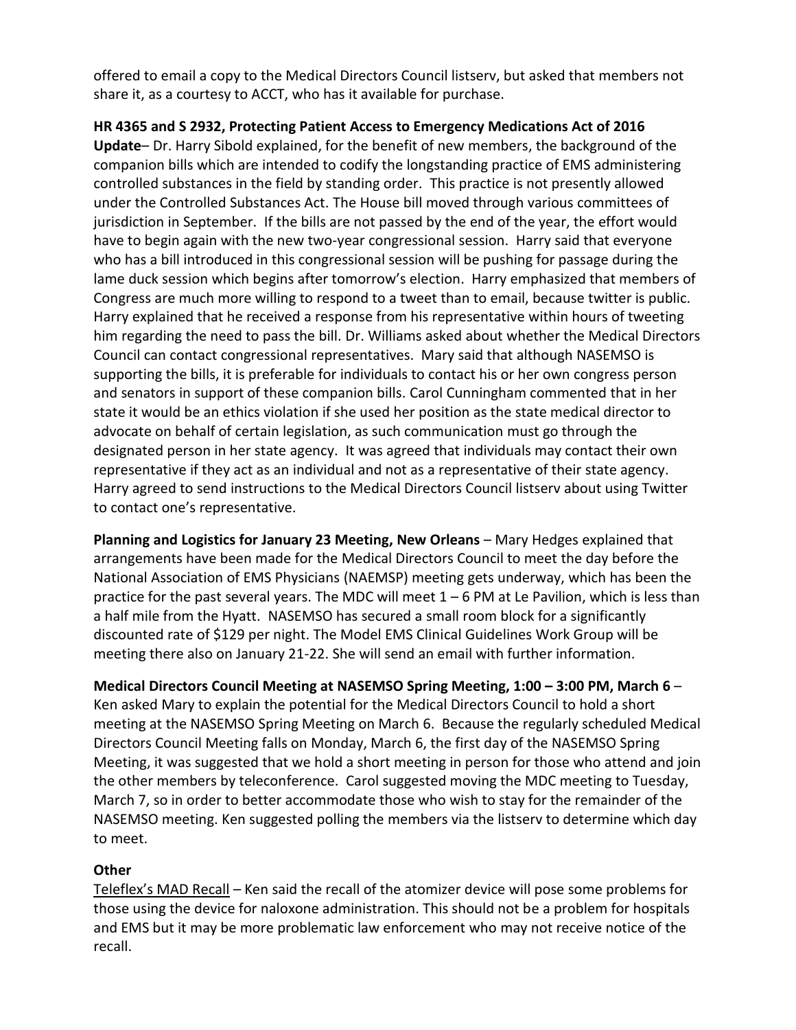offered to email a copy to the Medical Directors Council listserv, but asked that members not share it, as a courtesy to ACCT, who has it available for purchase.

**HR 4365 and S 2932, Protecting Patient Access to Emergency Medications Act of 2016 Update**– Dr. Harry Sibold explained, for the benefit of new members, the background of the companion bills which are intended to codify the longstanding practice of EMS administering controlled substances in the field by standing order. This practice is not presently allowed under the Controlled Substances Act. The House bill moved through various committees of jurisdiction in September. If the bills are not passed by the end of the year, the effort would have to begin again with the new two-year congressional session. Harry said that everyone who has a bill introduced in this congressional session will be pushing for passage during the lame duck session which begins after tomorrow's election. Harry emphasized that members of Congress are much more willing to respond to a tweet than to email, because twitter is public. Harry explained that he received a response from his representative within hours of tweeting him regarding the need to pass the bill. Dr. Williams asked about whether the Medical Directors Council can contact congressional representatives. Mary said that although NASEMSO is supporting the bills, it is preferable for individuals to contact his or her own congress person and senators in support of these companion bills. Carol Cunningham commented that in her state it would be an ethics violation if she used her position as the state medical director to advocate on behalf of certain legislation, as such communication must go through the designated person in her state agency. It was agreed that individuals may contact their own representative if they act as an individual and not as a representative of their state agency. Harry agreed to send instructions to the Medical Directors Council listserv about using Twitter to contact one's representative.

**Planning and Logistics for January 23 Meeting, New Orleans** – Mary Hedges explained that arrangements have been made for the Medical Directors Council to meet the day before the National Association of EMS Physicians (NAEMSP) meeting gets underway, which has been the practice for the past several years. The MDC will meet 1 – 6 PM at Le Pavilion, which is less than a half mile from the Hyatt. NASEMSO has secured a small room block for a significantly discounted rate of $129 per night. The Model EMS Clinical Guidelines Work Group will be meeting there also on January 21-22. She will send an email with further information.

**Medical Directors Council Meeting at NASEMSO Spring Meeting, 1:00 – 3:00 PM, March 6** – Ken asked Mary to explain the potential for the Medical Directors Council to hold a short meeting at the NASEMSO Spring Meeting on March 6. Because the regularly scheduled Medical Directors Council Meeting falls on Monday, March 6, the first day of the NASEMSO Spring Meeting, it was suggested that we hold a short meeting in person for those who attend and join the other members by teleconference. Carol suggested moving the MDC meeting to Tuesday, March 7, so in order to better accommodate those who wish to stay for the remainder of the NASEMSO meeting. Ken suggested polling the members via the listserv to determine which day to meet.

**Other**

Teleflex's MAD Recall – Ken said the recall of the atomizer device will pose some problems for those using the device for naloxone administration. This should not be a problem for hospitals and EMS but it may be more problematic law enforcement who may not receive notice of the recall.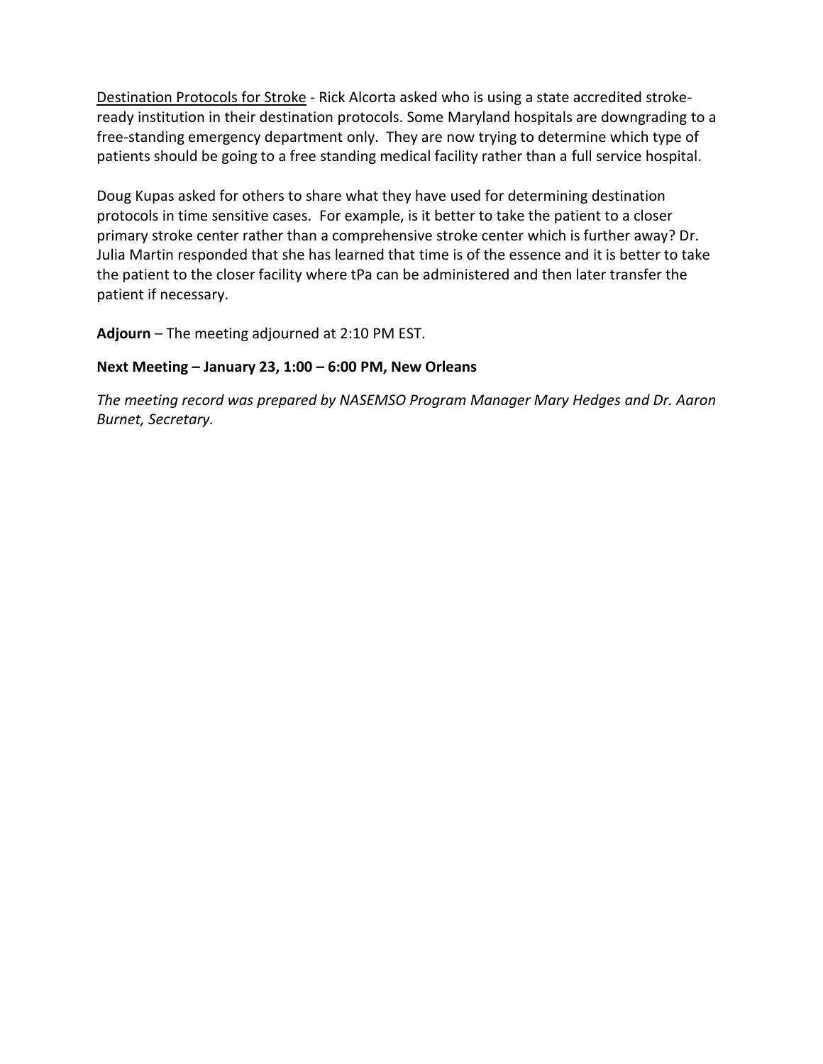<u>Destination Protocols for Stroke</u> - Rick Alcorta asked who is using a state accredited stroke-ready institution in their destination protocols. Some Maryland hospitals are downgrading to a free-standing emergency department only. They are now trying to determine which type of patients should be going to a free standing medical facility rather than a full service hospital.

Doug Kupas asked for others to share what they have used for determining destination protocols in time sensitive cases. For example, is it better to take the patient to a closer primary stroke center rather than a comprehensive stroke center which is further away? Dr. Julia Martin responded that she has learned that time is of the essence and it is better to take the patient to the closer facility where tPa can be administered and then later transfer the patient if necessary.

**Adjourn** – The meeting adjourned at 2:10 PM EST.

**Next Meeting – January 23, 1:00 – 6:00 PM, New Orleans**

*The meeting record was prepared by NASEMSO Program Manager Mary Hedges and Dr. Aaron Burnet, Secretary.*